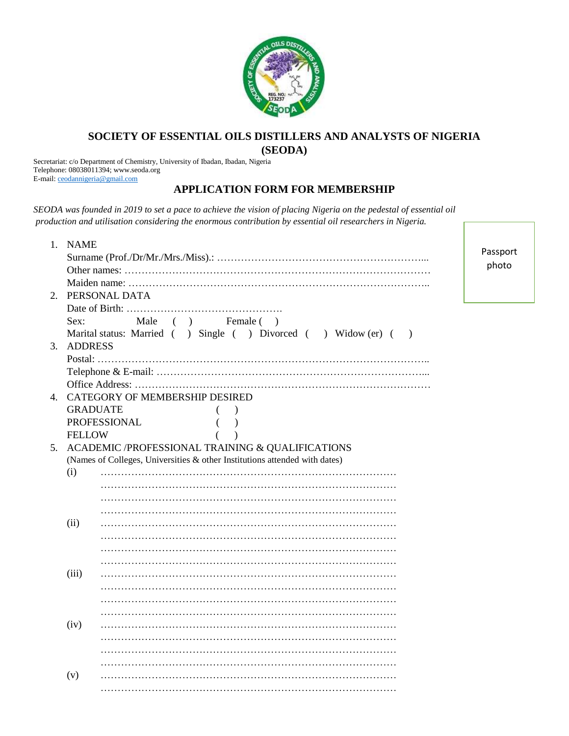# SOCIETY OF ESSENTIAL OILS DISTILLERS AND ANALYSTS OF NIGERIA (SEODA)

Secretariat: c/o Department of Chemistry, University of Ibadan, Ibadan, Nigeria
Telephone: 08038011394; www.seoda.org
E-mail: ceodannigeria@gmail.com

## APPLICATION FORM FOR MEMBERSHIP

*SEODA was founded in 2019 to set a pace to achieve the vision of placing Nigeria on the pedestal of essential oil production and utilisation considering the enormous contribution by essential oil researchers in Nigeria.*

Passport photo

1. NAME
   Surname (Prof./Dr/Mr./Mrs./Miss).: ……………………………………………………...
   Other names: ………………………………………………………………………………
   Maiden name: ……………………………………………………………………………..
2. PERSONAL DATA
   Date of Birth: ……………………………………….
   Sex: Male ( ) Female ( )
   Marital status: Married ( ) Single ( ) Divorced ( ) Widow (er) ( )
3. ADDRESS
   Postal: ……………………………………………………………………………………..
   Telephone & E-mail: ……………………………………………………………………...
   Office Address: ……………………………………………………………………………
4. CATEGORY OF MEMBERSHIP DESIRED
   GRADUATE ( )
   PROFESSIONAL ( )
   FELLOW ( )
5. ACADEMIC /PROFESSIONAL TRAINING & QUALIFICATIONS
   (Names of Colleges, Universities & other Institutions attended with dates)
   (i) ……………………………………………………………………………
   ……………………………………………………………………………
   ……………………………………………………………………………
   ……………………………………………………………………………
   (ii) ……………………………………………………………………………
   ……………………………………………………………………………
   ……………………………………………………………………………
   ……………………………………………………………………………
   (iii) ……………………………………………………………………………
   ……………………………………………………………………………
   ……………………………………………………………………………
   ……………………………………………………………………………
   (iv) ……………………………………………………………………………
   ……………………………………………………………………………
   ……………………………………………………………………………
   ……………………………………………………………………………
   (v) ……………………………………………………………………………
   ……………………………………………………………………………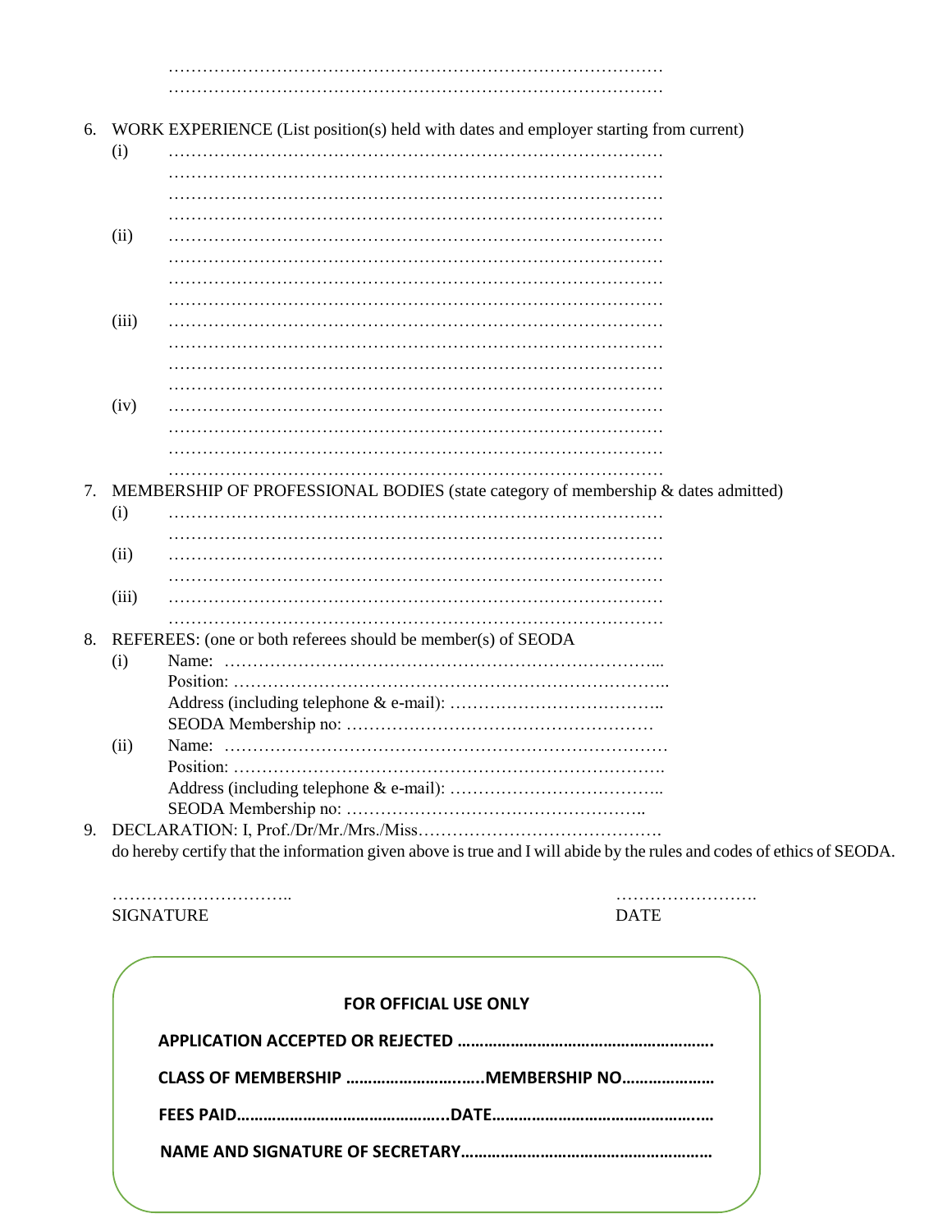………………………………………………………………………………
………………………………………………………………………………

6. WORK EXPERIENCE (List position(s) held with dates and employer starting from current)
   (i) ………………………………………………………………………………
   ………………………………………………………………………………
   ………………………………………………………………………………
   ………………………………………………………………………………
   (ii) ………………………………………………………………………………
   ………………………………………………………………………………
   ………………………………………………………………………………
   ………………………………………………………………………………
   (iii) ………………………………………………………………………………
   ………………………………………………………………………………
   ………………………………………………………………………………
   ………………………………………………………………………………
   (iv) ………………………………………………………………………………
   ………………………………………………………………………………
   ………………………………………………………………………………
   ………………………………………………………………………………
7. MEMBERSHIP OF PROFESSIONAL BODIES (state category of membership & dates admitted)
   (i) ………………………………………………………………………………
   ………………………………………………………………………………
   (ii) ………………………………………………………………………………
   ………………………………………………………………………………
   (iii) ………………………………………………………………………………
   ………………………………………………………………………………
8. REFEREES: (one or both referees should be member(s) of SEODA
   (i) Name: …………………………………………………………………...
   Position: …………………………………………………………………..
   Address (including telephone & e-mail): ………………………………..
   SEODA Membership no: ………………………………………………
   (ii) Name: ……………………………………………………………………
   Position: ………………………………………………………………….
   Address (including telephone & e-mail): ………………………………..
   SEODA Membership no: ……………………………………………..
9. DECLARATION: I, Prof./Dr/Mr./Mrs./Miss…………………………………….
   do hereby certify that the information given above is true and I will abide by the rules and codes of ethics of SEODA.

…………………………..                                        …………………….
SIGNATURE                                                              DATE

**FOR OFFICIAL USE ONLY**

**APPLICATION ACCEPTED OR REJECTED ………………………………………………….**

**CLASS OF MEMBERSHIP ………………………..MEMBERSHIP NO…………………**

**FEES PAID………………………………………..DATE………………………………………**

**NAME AND SIGNATURE OF SECRETARY……………………………………………….**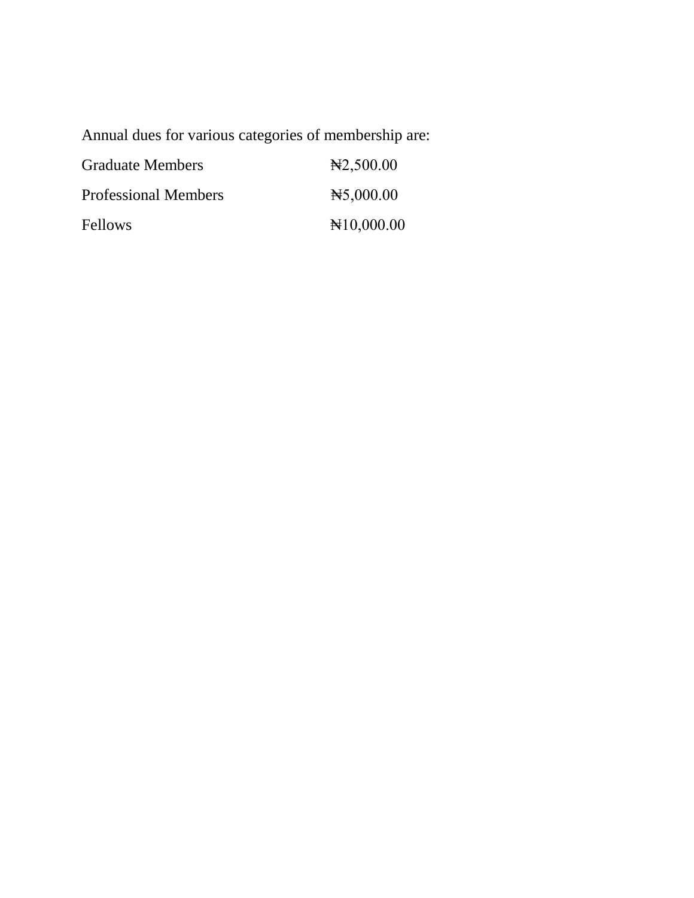Annual dues for various categories of membership are:

| | |
|---|---|
| Graduate Members | ₦2,500.00 |
| Professional Members | ₦5,000.00 |
| Fellows | ₦10,000.00 |